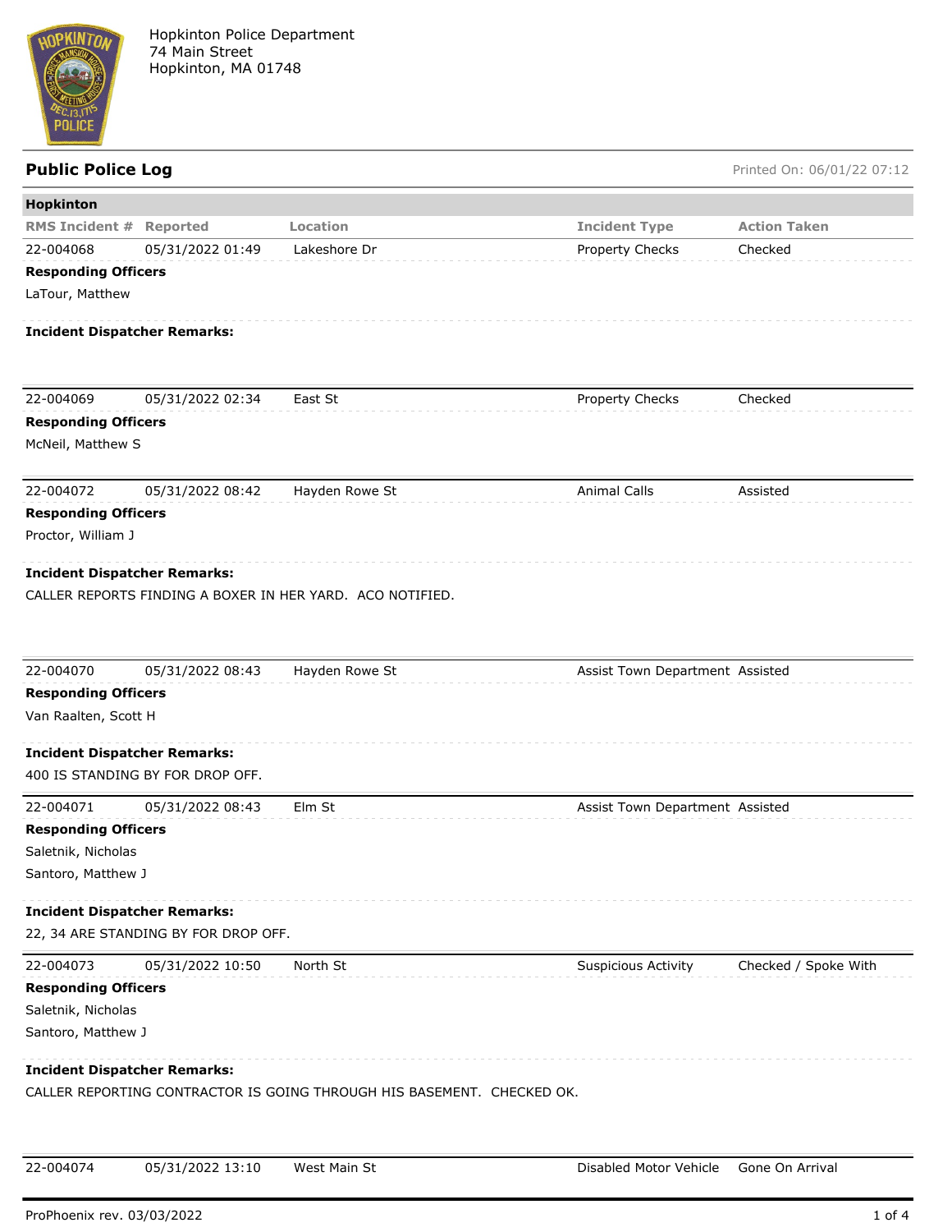Hopkinton Police Department
74 Main Street
Hopkinton, MA 01748

## Public Police Log

Printed On: 06/01/22 07:12

### Hopkinton

| RMS Incident # | Reported | Location | Incident Type | Action Taken |
|---|---|---|---|---|
| 22-004068 | 05/31/2022 01:49 | Lakeshore Dr | Property Checks | Checked |

**Responding Officers**

LaTour, Matthew

**Incident Dispatcher Remarks:**

| RMS Incident # | Reported | Location | Incident Type | Action Taken |
|---|---|---|---|---|
| 22-004069 | 05/31/2022 02:34 | East St | Property Checks | Checked |

**Responding Officers**

McNeil, Matthew S

| RMS Incident # | Reported | Location | Incident Type | Action Taken |
|---|---|---|---|---|
| 22-004072 | 05/31/2022 08:42 | Hayden Rowe St | Animal Calls | Assisted |

**Responding Officers**

Proctor, William J

**Incident Dispatcher Remarks:**

CALLER REPORTS FINDING A BOXER IN HER YARD. ACO NOTIFIED.

| RMS Incident # | Reported | Location | Incident Type | Action Taken |
|---|---|---|---|---|
| 22-004070 | 05/31/2022 08:43 | Hayden Rowe St | Assist Town Department | Assisted |

**Responding Officers**

Van Raalten, Scott H

**Incident Dispatcher Remarks:**

400 IS STANDING BY FOR DROP OFF.

| RMS Incident # | Reported | Location | Incident Type | Action Taken |
|---|---|---|---|---|
| 22-004071 | 05/31/2022 08:43 | Elm St | Assist Town Department | Assisted |

**Responding Officers**

Saletnik, Nicholas
Santoro, Matthew J

**Incident Dispatcher Remarks:**

22, 34 ARE STANDING BY FOR DROP OFF.

| RMS Incident # | Reported | Location | Incident Type | Action Taken |
|---|---|---|---|---|
| 22-004073 | 05/31/2022 10:50 | North St | Suspicious Activity | Checked / Spoke With |

**Responding Officers**

Saletnik, Nicholas
Santoro, Matthew J

**Incident Dispatcher Remarks:**

CALLER REPORTING CONTRACTOR IS GOING THROUGH HIS BASEMENT. CHECKED OK.

| RMS Incident # | Reported | Location | Incident Type | Action Taken |
|---|---|---|---|---|
| 22-004074 | 05/31/2022 13:10 | West Main St | Disabled Motor Vehicle | Gone On Arrival |

ProPhoenix rev. 03/03/2022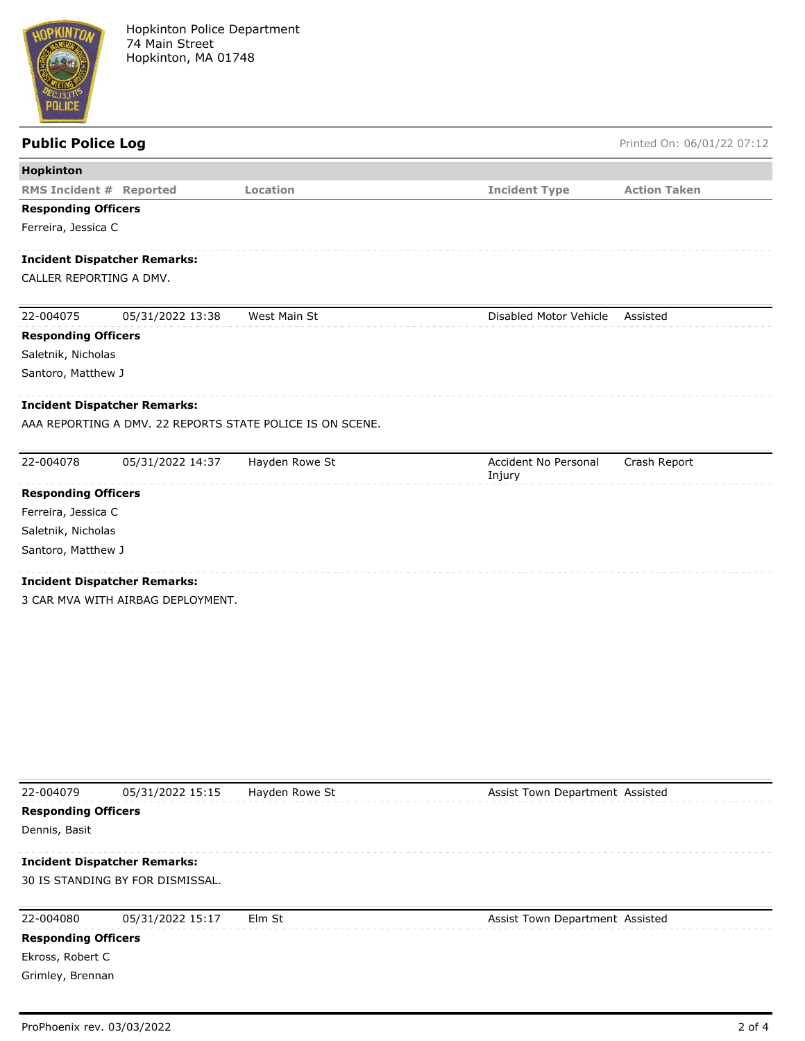Hopkinton Police Department
74 Main Street
Hopkinton, MA 01748

## Public Police Log

Printed On: 06/01/22 07:12

### Hopkinton

| RMS Incident # | Reported | Location | Incident Type | Action Taken |
|---|---|---|---|---|

**Responding Officers**

Ferreira, Jessica C

**Incident Dispatcher Remarks:**

CALLER REPORTING A DMV.

| 22-004075 | 05/31/2022 13:38 | West Main St | Disabled Motor Vehicle | Assisted |
|---|---|---|---|---|

**Responding Officers**

Saletnik, Nicholas

Santoro, Matthew J

**Incident Dispatcher Remarks:**

AAA REPORTING A DMV. 22 REPORTS STATE POLICE IS ON SCENE.

| 22-004078 | 05/31/2022 14:37 | Hayden Rowe St | Accident No Personal Injury | Crash Report |
|---|---|---|---|---|

**Responding Officers**

Ferreira, Jessica C

Saletnik, Nicholas

Santoro, Matthew J

**Incident Dispatcher Remarks:**

3 CAR MVA WITH AIRBAG DEPLOYMENT.

| 22-004079 | 05/31/2022 15:15 | Hayden Rowe St | Assist Town Department | Assisted |
|---|---|---|---|---|

**Responding Officers**

Dennis, Basit

**Incident Dispatcher Remarks:**

30 IS STANDING BY FOR DISMISSAL.

| 22-004080 | 05/31/2022 15:17 | Elm St | Assist Town Department | Assisted |
|---|---|---|---|---|

**Responding Officers**

Ekross, Robert C

Grimley, Brennan

ProPhoenix rev. 03/03/2022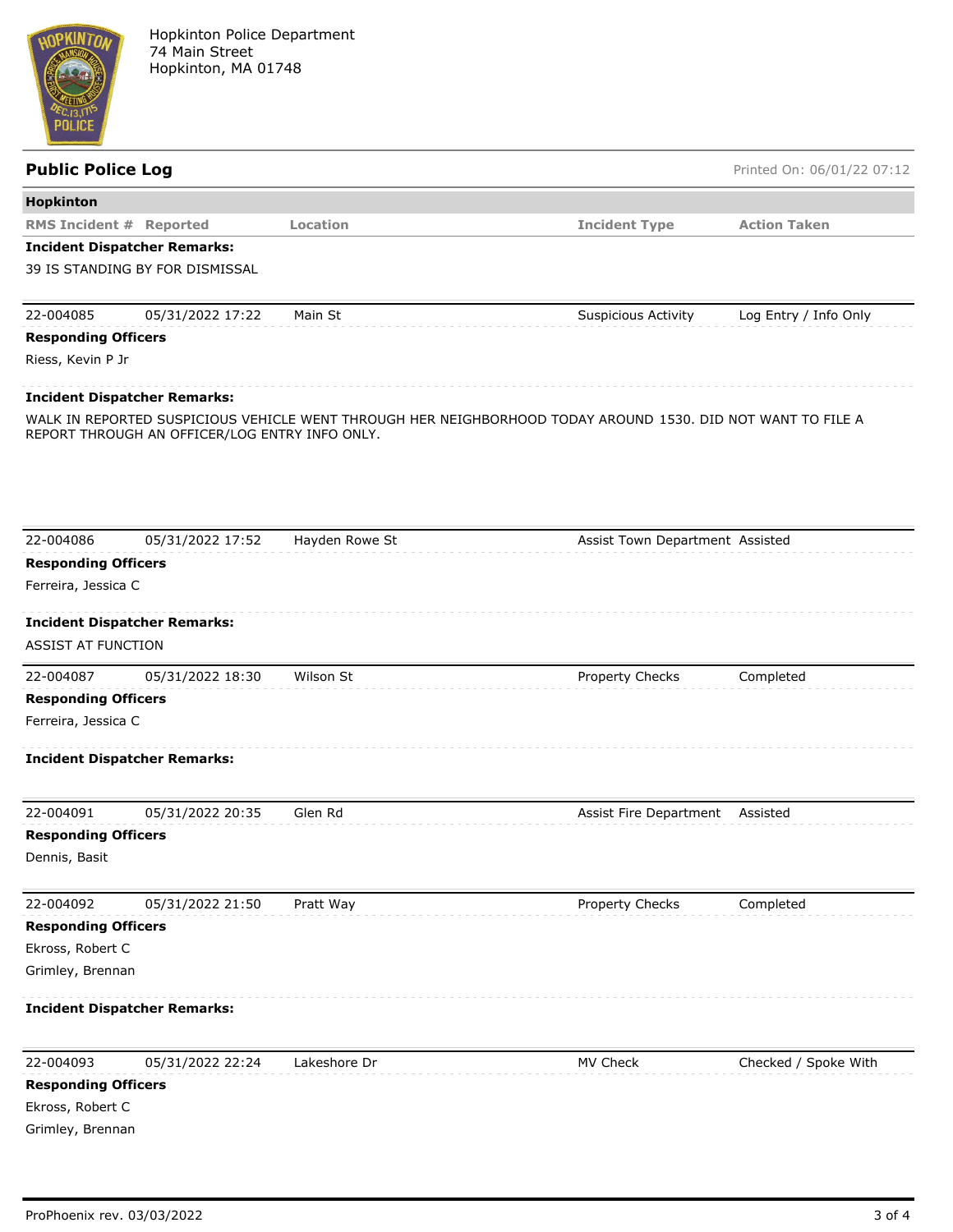Hopkinton Police Department
74 Main Street
Hopkinton, MA 01748

## Public Police Log

Printed On: 06/01/22 07:12

**Hopkinton**

| RMS Incident # | Reported | Location | Incident Type | Action Taken |
|---|---|---|---|---|

**Incident Dispatcher Remarks:**

39 IS STANDING BY FOR DISMISSAL

| 22-004085 | 05/31/2022 17:22 | Main St | Suspicious Activity | Log Entry / Info Only |
|---|---|---|---|---|

**Responding Officers**

Riess, Kevin P Jr

**Incident Dispatcher Remarks:**

WALK IN REPORTED SUSPICIOUS VEHICLE WENT THROUGH HER NEIGHBORHOOD TODAY AROUND 1530. DID NOT WANT TO FILE A REPORT THROUGH AN OFFICER/LOG ENTRY INFO ONLY.

| 22-004086 | 05/31/2022 17:52 | Hayden Rowe St | Assist Town Department | Assisted |
|---|---|---|---|---|

**Responding Officers**

Ferreira, Jessica C

**Incident Dispatcher Remarks:**

ASSIST AT FUNCTION

| 22-004087 | 05/31/2022 18:30 | Wilson St | Property Checks | Completed |
|---|---|---|---|---|

**Responding Officers**

Ferreira, Jessica C

**Incident Dispatcher Remarks:**

| 22-004091 | 05/31/2022 20:35 | Glen Rd | Assist Fire Department | Assisted |
|---|---|---|---|---|

**Responding Officers**

Dennis, Basit

| 22-004092 | 05/31/2022 21:50 | Pratt Way | Property Checks | Completed |
|---|---|---|---|---|

**Responding Officers**

Ekross, Robert C

Grimley, Brennan

**Incident Dispatcher Remarks:**

| 22-004093 | 05/31/2022 22:24 | Lakeshore Dr | MV Check | Checked / Spoke With |
|---|---|---|---|---|

**Responding Officers**

Ekross, Robert C

Grimley, Brennan

ProPhoenix rev. 03/03/2022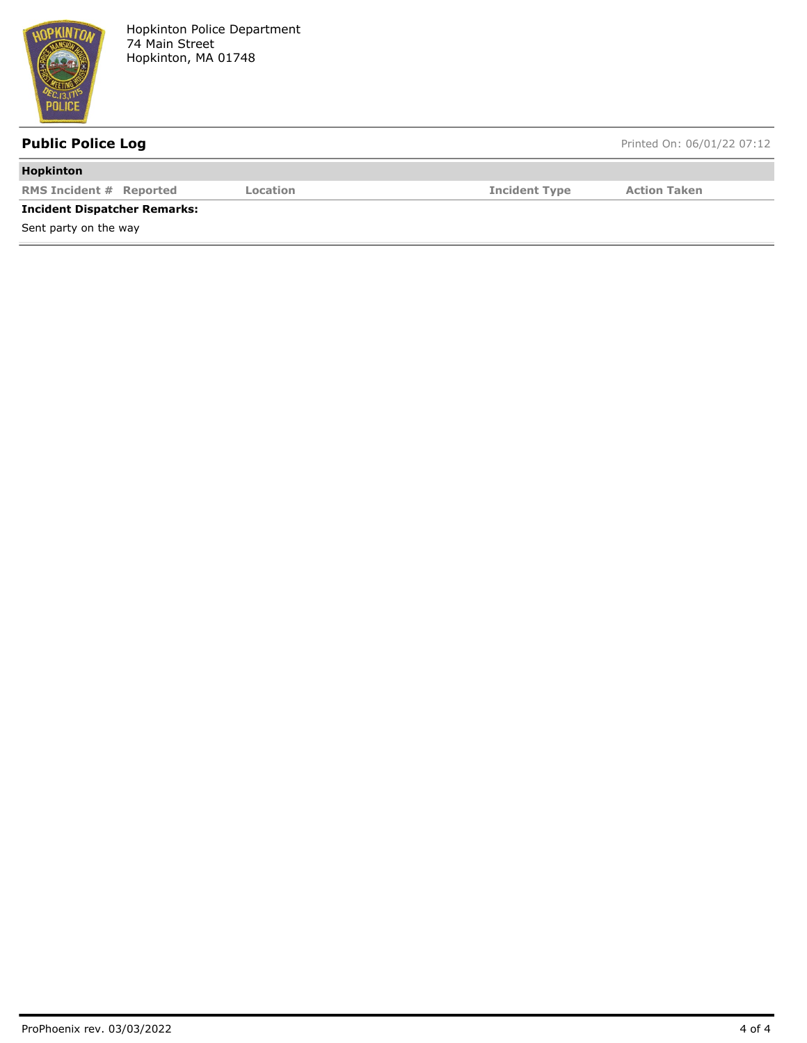Hopkinton Police Department
74 Main Street
Hopkinton, MA 01748

## Public Police Log

Printed On: 06/01/22 07:12

**Hopkinton**

| RMS Incident # | Reported | Location | Incident Type | Action Taken |
| --- | --- | --- | --- | --- |

**Incident Dispatcher Remarks:**

Sent party on the way

ProPhoenix rev. 03/03/2022